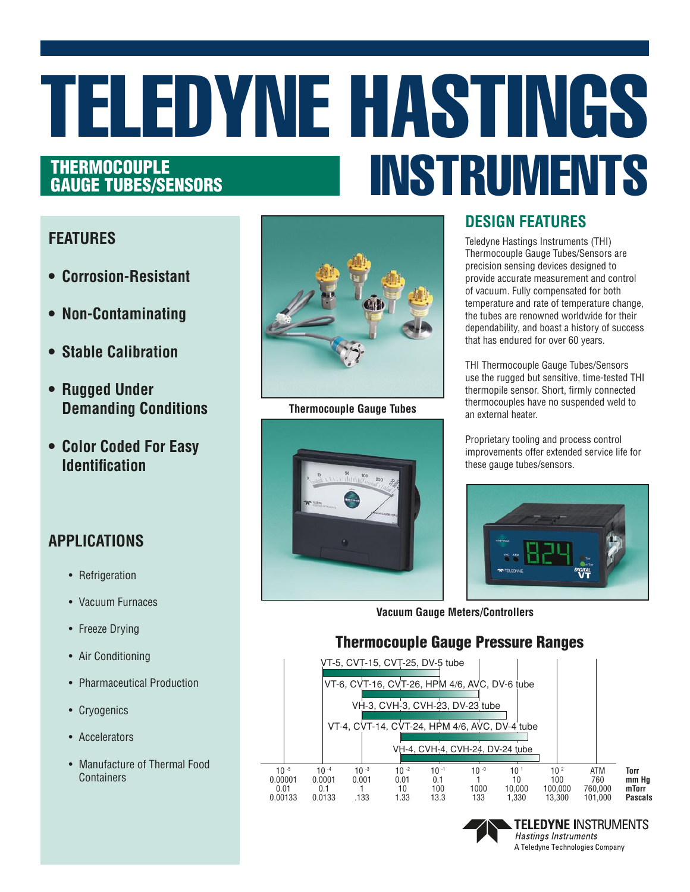# TELEDYNE HASTINGS INSTRUMENTS

## THERMOCOUPLE GAUGE TUBES/SENSORS

### FEATURES

- **Corrosion-Resistant**
- **Non-Contaminating**
- **Stable Calibration**
- **Rugged Under Demanding Conditions**
- **Color Coded For Easy Identification**

### APPLICATIONS

- Refrigeration
- Vacuum Furnaces
- Freeze Drying
- Air Conditioning
- Pharmaceutical Production
- Cryogenics
- Accelerators
- Manufacture of Thermal Food Containers

**Thermocouple Gauge Tubes**

### DESIGN FEATURES

Teledyne Hastings Instruments (THI) Thermocouple Gauge Tubes/Sensors are precision sensing devices designed to provide accurate measurement and control of vacuum. Fully compensated for both temperature and rate of temperature change, the tubes are renowned worldwide for their dependability, and boast a history of success that has endured for over 60 years.

THI Thermocouple Gauge Tubes/Sensors use the rugged but sensitive, time-tested THI thermopile sensor. Short, firmly connected thermocouples have no suspended weld to an external heater.

Proprietary tooling and process control improvements offer extended service life for these gauge tubes/sensors.

**Vacuum Gauge Meters/Controllers**

### Thermocouple Gauge Pressure Ranges

- VT-5, CVT-15, CVT-25, DV-5 tube
- VT-6, CVT-16, CVT-26, HPM 4/6, AVC, DV-6 tube
- VH-3, CVH-3, CVH-23, DV-23 tube
- VT-4, CVT-14, CVT-24, HPM 4/6, AVC, DV-4 tube
- VH-4, CVH-4, CVH-24, DV-24 tube

| $10^{-5}$ | $10^{-4}$ | $10^{-3}$ | $10^{-2}$ | $10^{-1}$ | $10^{-0}$ | $10^{1}$ | $10^{2}$ | ATM | Torr |
|---|---|---|---|---|---|---|---|---|---|
| 0.00001 | 0.0001 | 0.001 | 0.01 | 0.1 | 1 | 10 | 100 | 760 | mm Hg |
| 0.01 | 0.1 | 1 | 10 | 100 | 1000 | 10,000 | 100,000 | 760,000 | mTorr |
| 0.00133 | 0.0133 | .133 | 1.33 | 13.3 | 133 | 1,330 | 13,300 | 101,000 | Pascals |

**TELEDYNE** INSTRUMENTS
*Hastings Instruments*
A Teledyne Technologies Company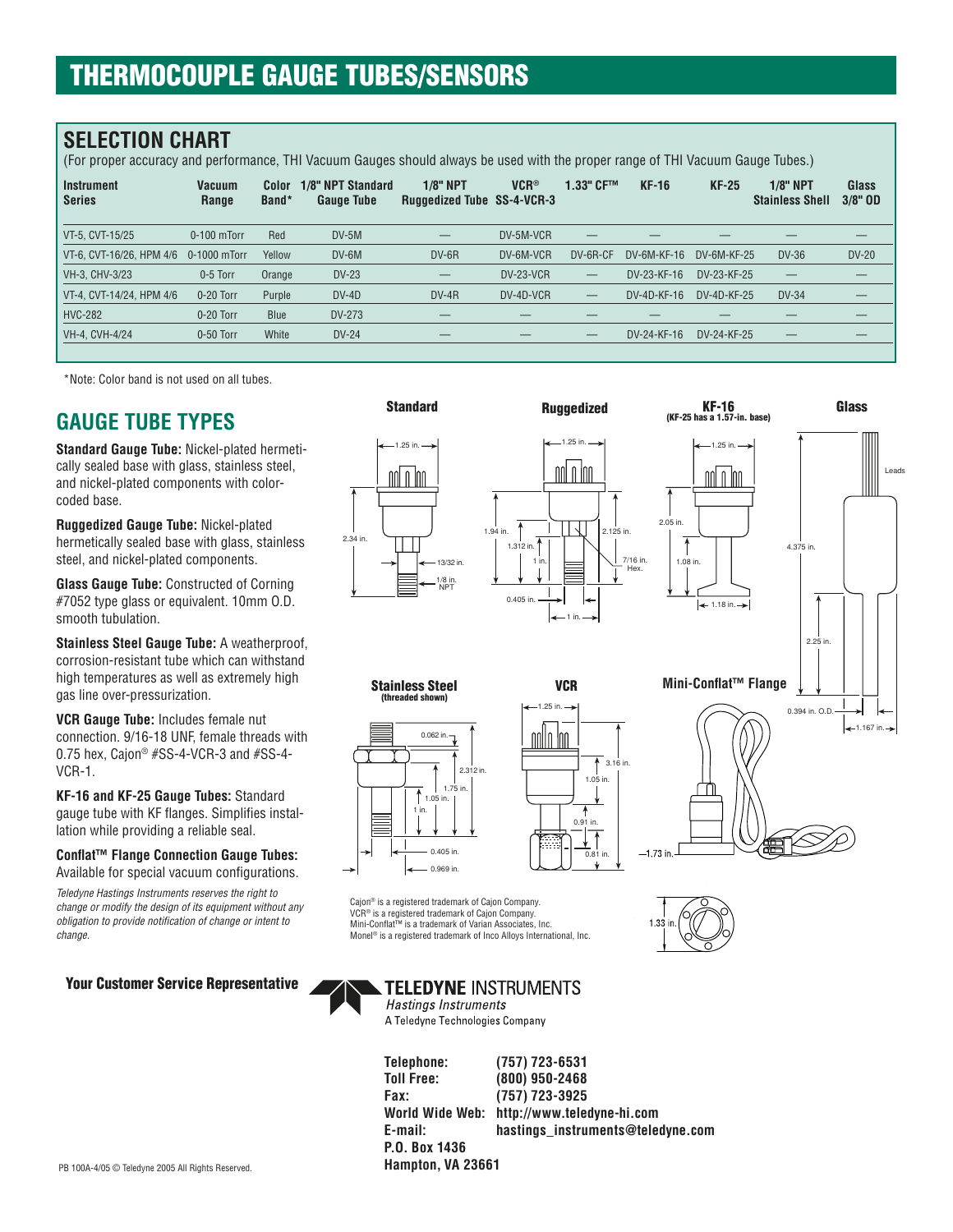# THERMOCOUPLE GAUGE TUBES/SENSORS

## SELECTION CHART

(For proper accuracy and performance, THI Vacuum Gauges should always be used with the proper range of THI Vacuum Gauge Tubes.)

| Instrument Series | Vacuum Range | Color Band* | 1/8" NPT Standard Gauge Tube | 1/8" NPT Ruggedized Tube | VCR® SS-4-VCR-3 | 1.33" CF™ | KF-16 | KF-25 | 1/8" NPT Stainless Shell | Glass 3/8" OD |
|---|---|---|---|---|---|---|---|---|---|---|
| VT-5, CVT-15/25 | 0-100 mTorr | Red | DV-5M | — | DV-5M-VCR | — | — | — | — | — |
| VT-6, CVT-16/26, HPM 4/6 | 0-1000 mTorr | Yellow | DV-6M | DV-6R | DV-6M-VCR | DV-6R-CF | DV-6M-KF-16 | DV-6M-KF-25 | DV-36 | DV-20 |
| VH-3, CHV-3/23 | 0-5 Torr | Orange | DV-23 | — | DV-23-VCR | — | DV-23-KF-16 | DV-23-KF-25 | — | — |
| VT-4, CVT-14/24, HPM 4/6 | 0-20 Torr | Purple | DV-4D | DV-4R | DV-4D-VCR | — | DV-4D-KF-16 | DV-4D-KF-25 | DV-34 | — |
| HVC-282 | 0-20 Torr | Blue | DV-273 | — | — | — | — | — | — | — |
| VH-4, CVH-4/24 | 0-50 Torr | White | DV-24 | — | — | — | DV-24-KF-16 | DV-24-KF-25 | — | — |

*Note: Color band is not used on all tubes.

## GAUGE TUBE TYPES

**Standard Gauge Tube:** Nickel-plated hermetically sealed base with glass, stainless steel, and nickel-plated components with color-coded base.

**Ruggedized Gauge Tube:** Nickel-plated hermetically sealed base with glass, stainless steel, and nickel-plated components.

**Glass Gauge Tube:** Constructed of Corning #7052 type glass or equivalent. 10mm O.D. smooth tubulation.

**Stainless Steel Gauge Tube:** A weatherproof, corrosion-resistant tube which can withstand high temperatures as well as extremely high gas line over-pressurization.

**VCR Gauge Tube:** Includes female nut connection. 9/16-18 UNF, female threads with 0.75 hex, Cajon® #SS-4-VCR-3 and #SS-4-VCR-1.

**KF-16 and KF-25 Gauge Tubes:** Standard gauge tube with KF flanges. Simplifies installation while providing a reliable seal.

**Conflat™ Flange Connection Gauge Tubes:** Available for special vacuum configurations.

*Teledyne Hastings Instruments reserves the right to change or modify the design of its equipment without any obligation to provide notification of change or intent to change.*

**Standard**
1.25 in.
2.34 in.
13/32 in.
1/8 in. NPT

**Ruggedized**
1.25 in.
1.94 in.
1.312 in.
1 in.
2.125 in.
7/16 in. Hex.
0.405 in.
1 in.

**KF-16**
(KF-25 has a 1.57-in. base)
1.25 in.
2.05 in.
1.08 in.
1.18 in.

**Glass**
Leads
4.375 in.
2.25 in.
0.394 in. O.D.
1.167 in.

**Stainless Steel**
(threaded shown)
0.062 in.
2.312 in.
1.75 in.
1.05 in.
1 in.
0.405 in.
0.969 in.

**VCR**
1.25 in.
3.16 in.
1.05 in.
0.91 in.
0.81 in.

**Mini-Conflat™ Flange**
1.73 in.
1.33 in.

Cajon® is a registered trademark of Cajon Company.
VCR® is a registered trademark of Cajon Company.
Mini-Conflat™ is a trademark of Varian Associates, Inc.
Monel® is a registered trademark of Inco Alloys International, Inc.

**Your Customer Service Representative**

**TELEDYNE** INSTRUMENTS
*Hastings Instruments*
A Teledyne Technologies Company

**Telephone:** (757) 723-6531
**Toll Free:** (800) 950-2468
**Fax:** (757) 723-3925
**World Wide Web:** http://www.teledyne-hi.com
**E-mail:** hastings_instruments@teledyne.com
**P.O. Box 1436**
**Hampton, VA 23661**

PB 100A-4/05 © Teledyne 2005 All Rights Reserved.